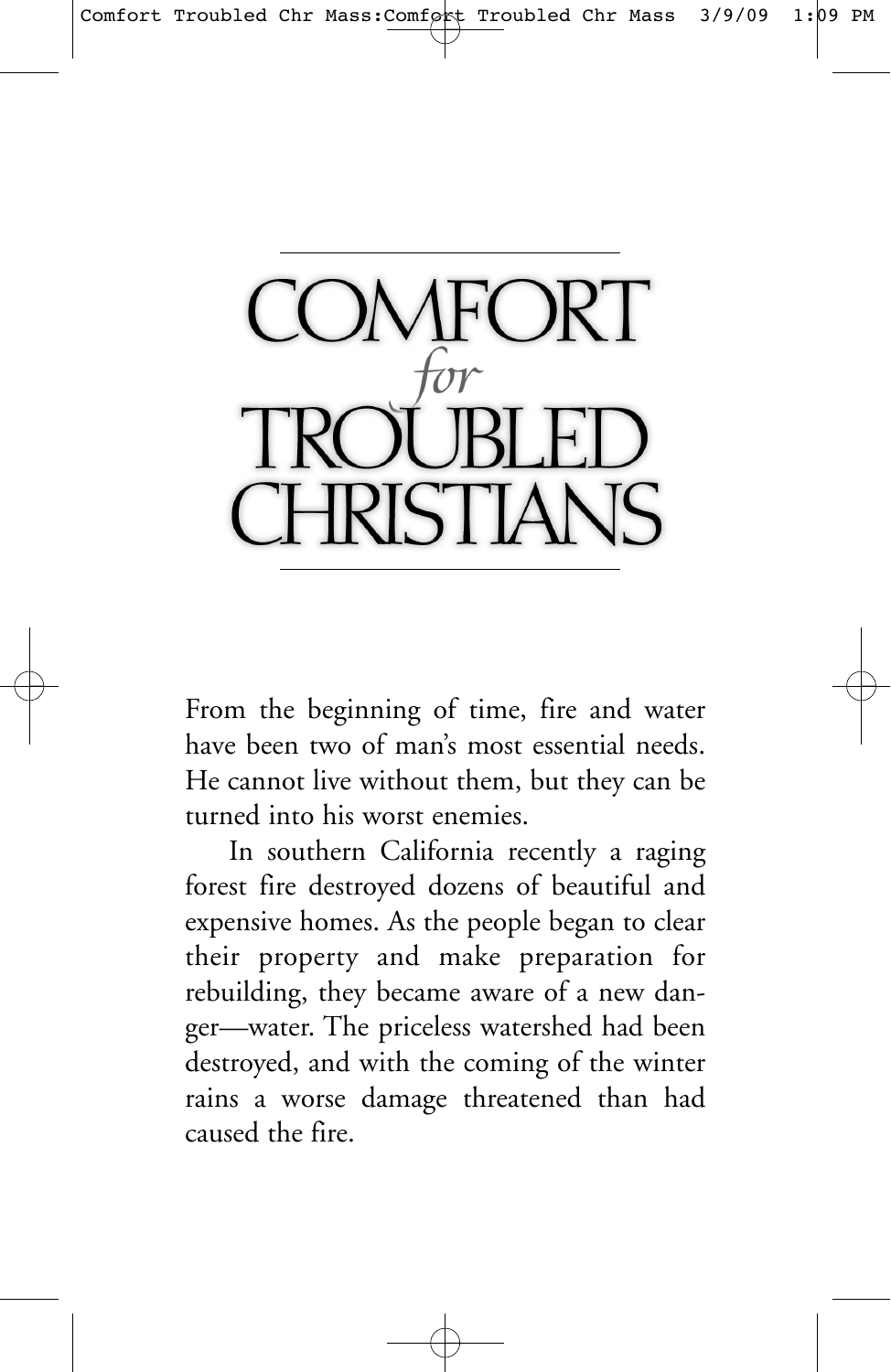# COMFORT *for* TROUBLED CHRISTIANS

From the beginning of time, fire and water have been two of man's most essential needs. He cannot live without them, but they can be turned into his worst enemies.

In southern California recently a raging forest fire destroyed dozens of beautiful and expensive homes. As the people began to clear their property and make preparation for rebuilding, they became aware of a new danger—water. The priceless watershed had been destroyed, and with the coming of the winter rains a worse damage threatened than had caused the fire.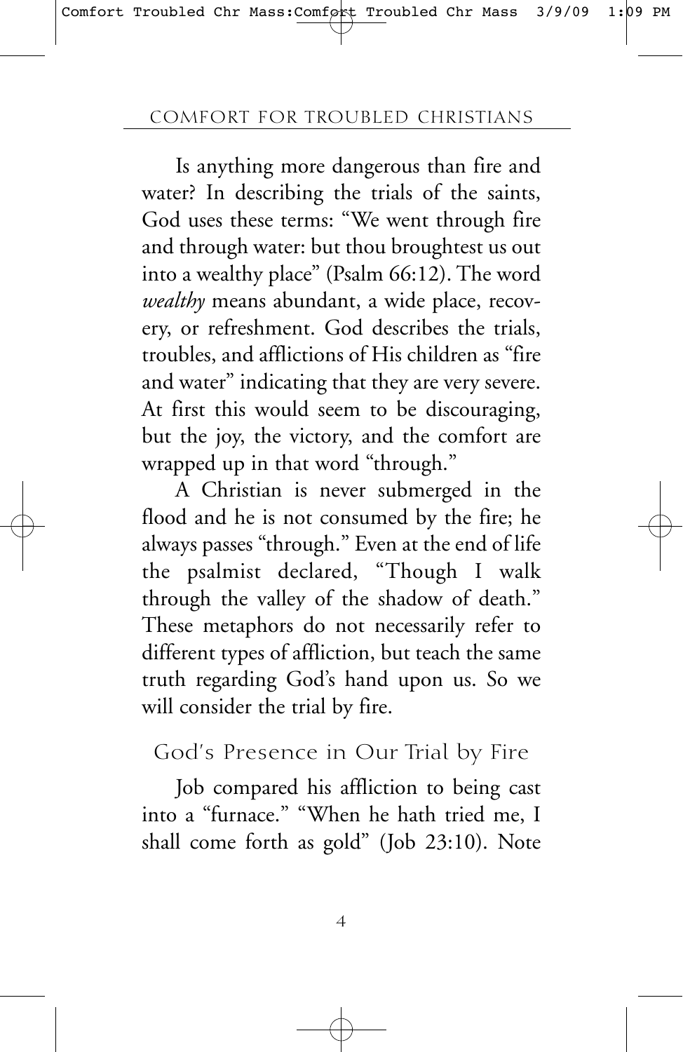Is anything more dangerous than fire and water? In describing the trials of the saints, God uses these terms: "We went through fire and through water: but thou broughtest us out into a wealthy place" (Psalm 66:12). The word *wealthy* means abundant, a wide place, recovery, or refreshment. God describes the trials, troubles, and afflictions of His children as "fire and water" indicating that they are very severe. At first this would seem to be discouraging, but the joy, the victory, and the comfort are wrapped up in that word "through."

A Christian is never submerged in the flood and he is not consumed by the fire; he always passes "through." Even at the end of life the psalmist declared, "Though I walk through the valley of the shadow of death." These metaphors do not necessarily refer to different types of affliction, but teach the same truth regarding God's hand upon us. So we will consider the trial by fire.

## God's Presence in Our Trial by Fire

Job compared his affliction to being cast into a "furnace." "When he hath tried me, I shall come forth as gold" (Job 23:10). Note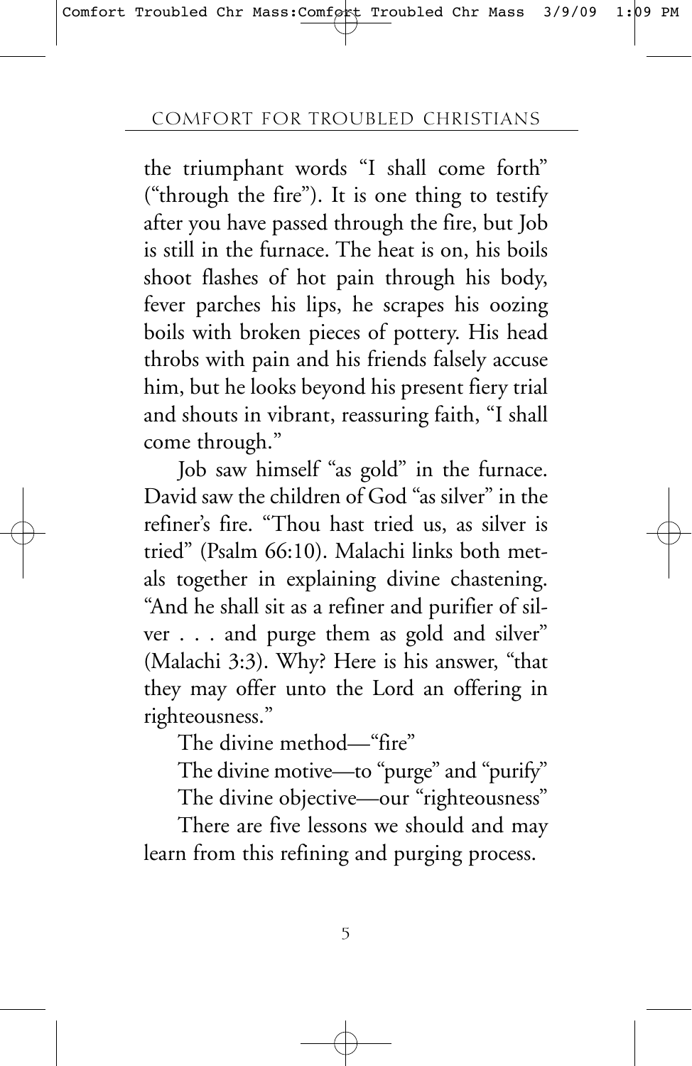the triumphant words "I shall come forth" ("through the fire"). It is one thing to testify after you have passed through the fire, but Job is still in the furnace. The heat is on, his boils shoot flashes of hot pain through his body, fever parches his lips, he scrapes his oozing boils with broken pieces of pottery. His head throbs with pain and his friends falsely accuse him, but he looks beyond his present fiery trial and shouts in vibrant, reassuring faith, "I shall come through."

Job saw himself "as gold" in the furnace. David saw the children of God "as silver" in the refiner's fire. "Thou hast tried us, as silver is tried" (Psalm 66:10). Malachi links both metals together in explaining divine chastening. "And he shall sit as a refiner and purifier of silver . . . and purge them as gold and silver" (Malachi 3:3). Why? Here is his answer, "that they may offer unto the Lord an offering in righteousness."

The divine method—"fire"

The divine motive—to "purge" and "purify"

The divine objective—our "righteousness"

There are five lessons we should and may learn from this refining and purging process.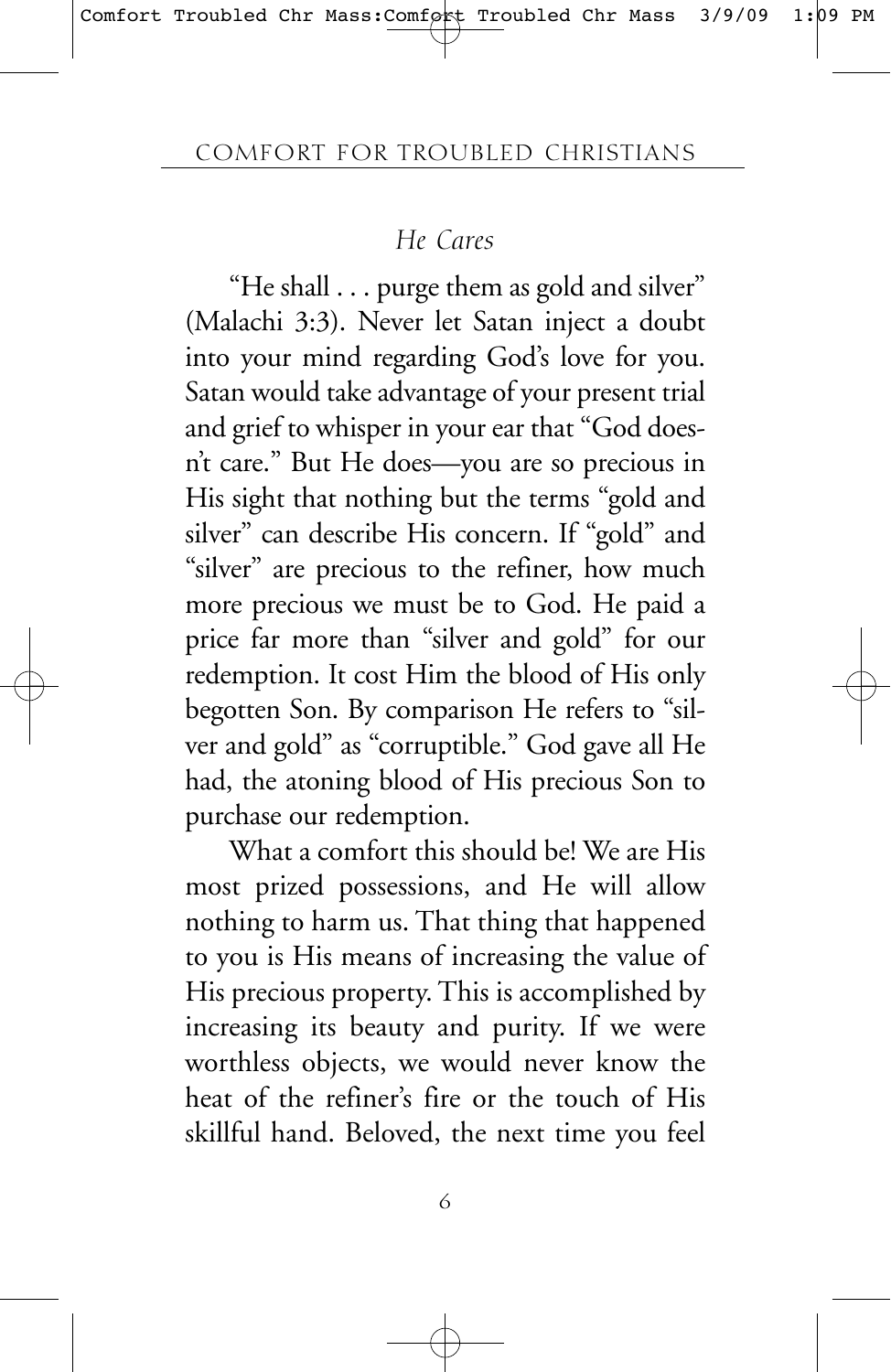## *He Cares*

"He shall . . . purge them as gold and silver" (Malachi 3:3). Never let Satan inject a doubt into your mind regarding God's love for you. Satan would take advantage of your present trial and grief to whisper in your ear that "God doesn't care." But He does—you are so precious in His sight that nothing but the terms "gold and silver" can describe His concern. If "gold" and "silver" are precious to the refiner, how much more precious we must be to God. He paid a price far more than "silver and gold" for our redemption. It cost Him the blood of His only begotten Son. By comparison He refers to "silver and gold" as "corruptible." God gave all He had, the atoning blood of His precious Son to purchase our redemption.

What a comfort this should be! We are His most prized possessions, and He will allow nothing to harm us. That thing that happened to you is His means of increasing the value of His precious property. This is accomplished by increasing its beauty and purity. If we were worthless objects, we would never know the heat of the refiner's fire or the touch of His skillful hand. Beloved, the next time you feel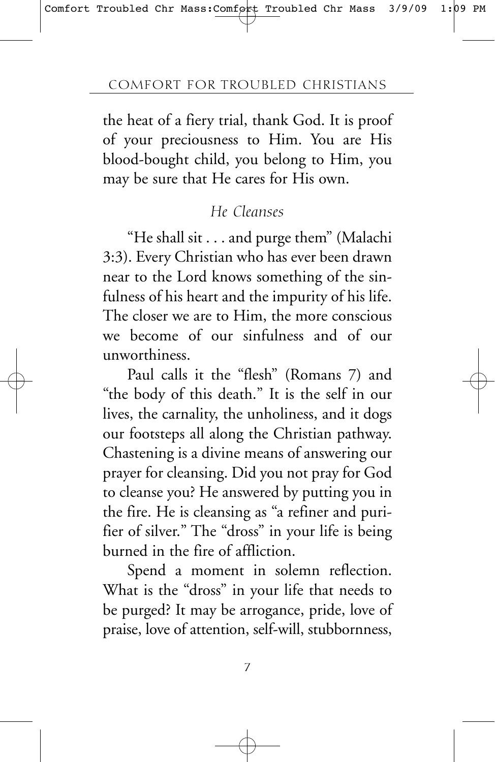the heat of a fiery trial, thank God. It is proof of your preciousness to Him. You are His blood-bought child, you belong to Him, you may be sure that He cares for His own.

### *He Cleanses*

"He shall sit . . . and purge them" (Malachi 3:3). Every Christian who has ever been drawn near to the Lord knows something of the sinfulness of his heart and the impurity of his life. The closer we are to Him, the more conscious we become of our sinfulness and of our unworthiness.

Paul calls it the "flesh" (Romans 7) and "the body of this death." It is the self in our lives, the carnality, the unholiness, and it dogs our footsteps all along the Christian pathway. Chastening is a divine means of answering our prayer for cleansing. Did you not pray for God to cleanse you? He answered by putting you in the fire. He is cleansing as "a refiner and purifier of silver." The "dross" in your life is being burned in the fire of affliction.

Spend a moment in solemn reflection. What is the "dross" in your life that needs to be purged? It may be arrogance, pride, love of praise, love of attention, self-will, stubbornness,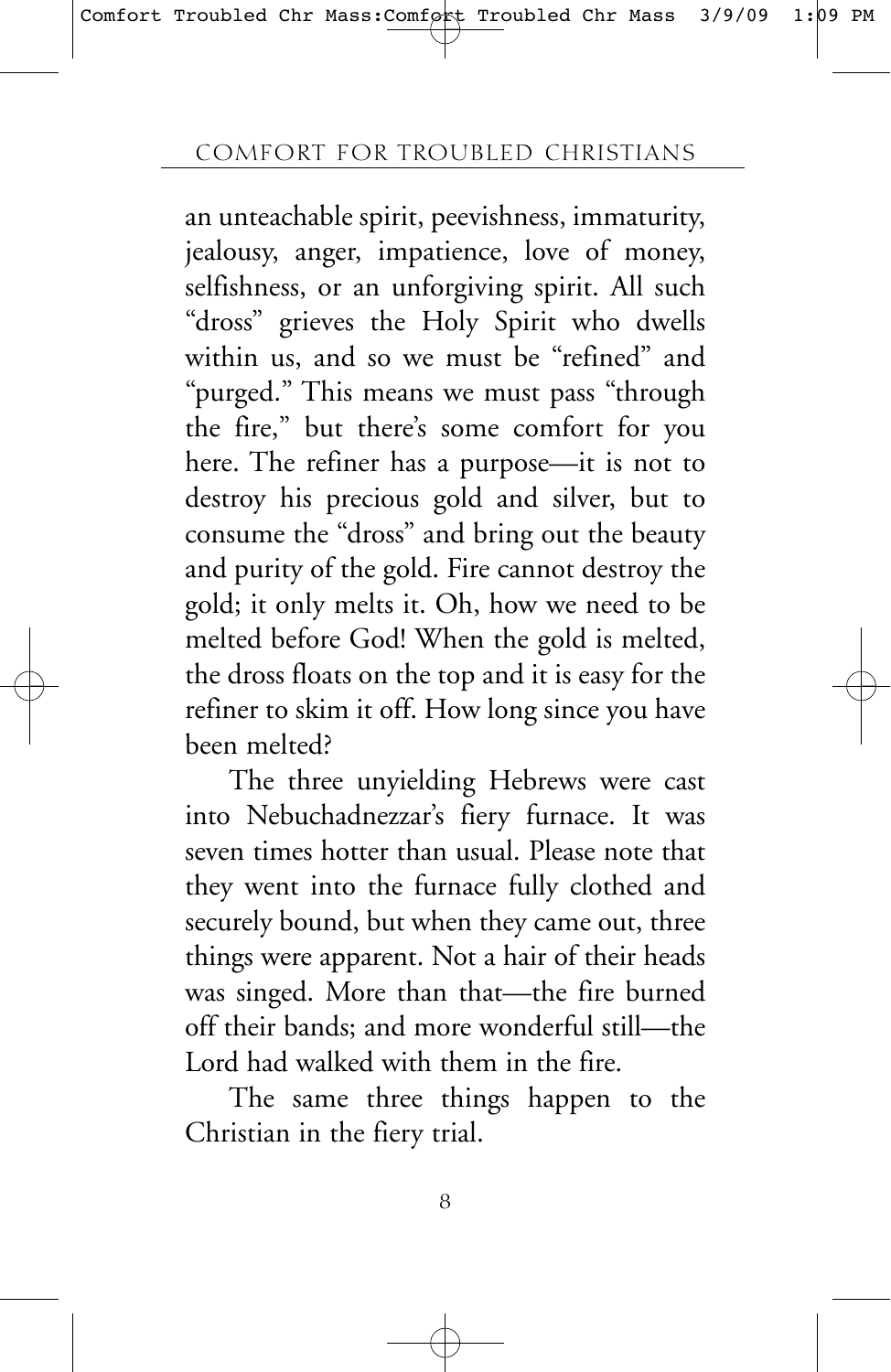an unteachable spirit, peevishness, immaturity, jealousy, anger, impatience, love of money, selfishness, or an unforgiving spirit. All such "dross" grieves the Holy Spirit who dwells within us, and so we must be "refined" and "purged." This means we must pass "through the fire," but there's some comfort for you here. The refiner has a purpose—it is not to destroy his precious gold and silver, but to consume the "dross" and bring out the beauty and purity of the gold. Fire cannot destroy the gold; it only melts it. Oh, how we need to be melted before God! When the gold is melted, the dross floats on the top and it is easy for the refiner to skim it off. How long since you have been melted?

The three unyielding Hebrews were cast into Nebuchadnezzar's fiery furnace. It was seven times hotter than usual. Please note that they went into the furnace fully clothed and securely bound, but when they came out, three things were apparent. Not a hair of their heads was singed. More than that—the fire burned off their bands; and more wonderful still—the Lord had walked with them in the fire.

The same three things happen to the Christian in the fiery trial.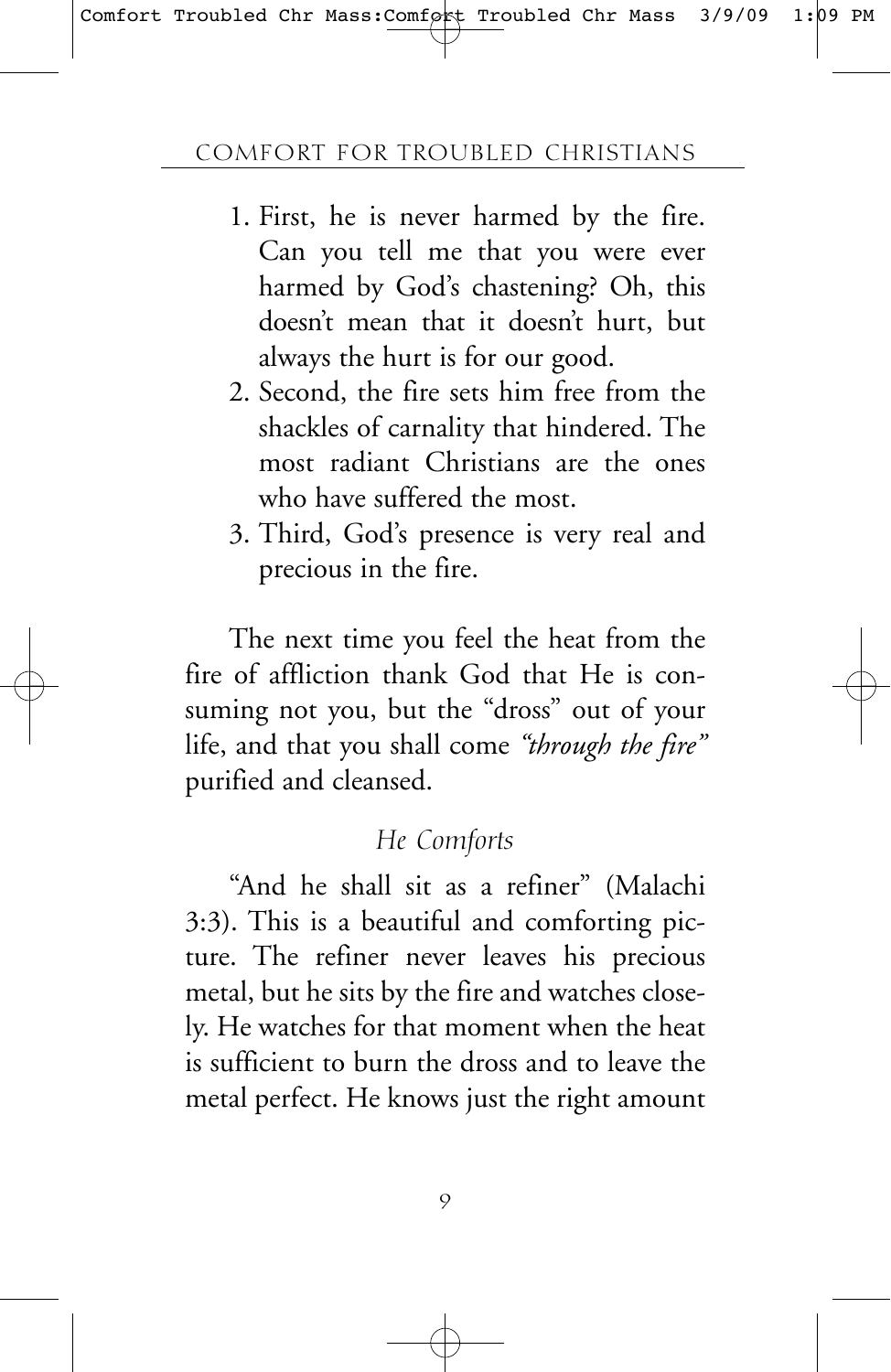1. First, he is never harmed by the fire. Can you tell me that you were ever harmed by God's chastening? Oh, this doesn't mean that it doesn't hurt, but always the hurt is for our good.
2. Second, the fire sets him free from the shackles of carnality that hindered. The most radiant Christians are the ones who have suffered the most.
3. Third, God's presence is very real and precious in the fire.

The next time you feel the heat from the fire of affliction thank God that He is consuming not you, but the "dross" out of your life, and that you shall come *"through the fire"* purified and cleansed.

### *He Comforts*

"And he shall sit as a refiner" (Malachi 3:3). This is a beautiful and comforting picture. The refiner never leaves his precious metal, but he sits by the fire and watches closely. He watches for that moment when the heat is sufficient to burn the dross and to leave the metal perfect. He knows just the right amount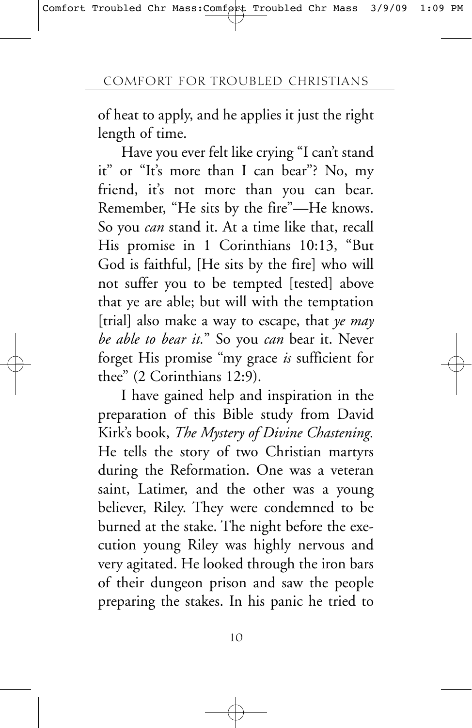of heat to apply, and he applies it just the right length of time.

Have you ever felt like crying "I can't stand it" or "It's more than I can bear"? No, my friend, it's not more than you can bear. Remember, "He sits by the fire"—He knows. So you *can* stand it. At a time like that, recall His promise in 1 Corinthians 10:13, "But God is faithful, [He sits by the fire] who will not suffer you to be tempted [tested] above that ye are able; but will with the temptation [trial] also make a way to escape, that *ye may be able to bear it.*" So you *can* bear it. Never forget His promise "my grace *is* sufficient for thee" (2 Corinthians 12:9).

I have gained help and inspiration in the preparation of this Bible study from David Kirk's book, *The Mystery of Divine Chastening.* He tells the story of two Christian martyrs during the Reformation. One was a veteran saint, Latimer, and the other was a young believer, Riley. They were condemned to be burned at the stake. The night before the execution young Riley was highly nervous and very agitated. He looked through the iron bars of their dungeon prison and saw the people preparing the stakes. In his panic he tried to